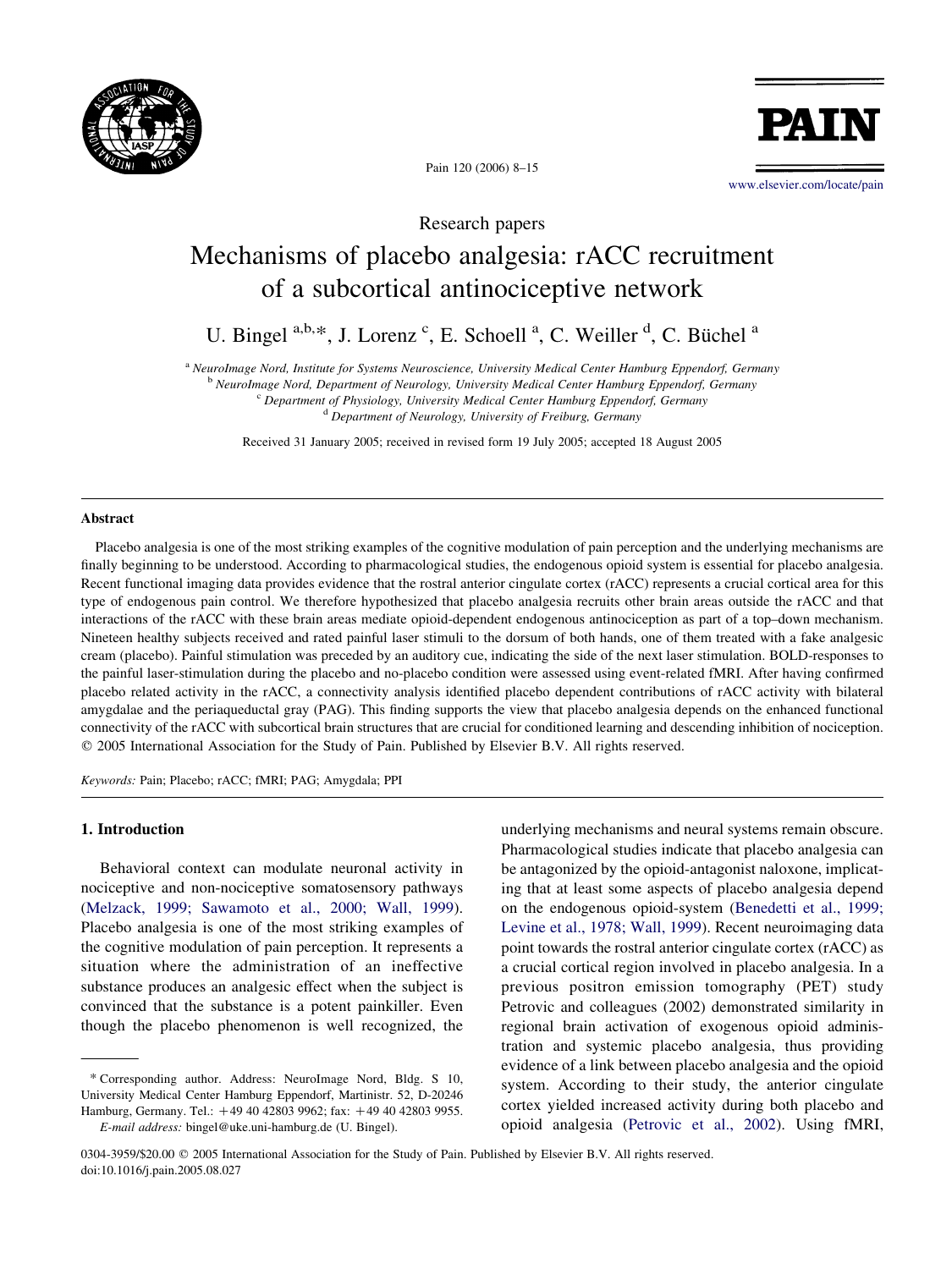Research papers

# Mechanisms of placebo analgesia: rACC recruitment of a subcortical antinociceptive network

U. Bingel [a,b,*], J. Lorenz [c], E. Schoell [a], C. Weiller [d], C. Büchel [a]

[a] *NeuroImage Nord, Institute for Systems Neuroscience, University Medical Center Hamburg Eppendorf, Germany*
[b] *NeuroImage Nord, Department of Neurology, University Medical Center Hamburg Eppendorf, Germany*
[c] *Department of Physiology, University Medical Center Hamburg Eppendorf, Germany*
[d] *Department of Neurology, University of Freiburg, Germany*

Received 31 January 2005; received in revised form 19 July 2005; accepted 18 August 2005

## Abstract

Placebo analgesia is one of the most striking examples of the cognitive modulation of pain perception and the underlying mechanisms are finally beginning to be understood. According to pharmacological studies, the endogenous opioid system is essential for placebo analgesia. Recent functional imaging data provides evidence that the rostral anterior cingulate cortex (rACC) represents a crucial cortical area for this type of endogenous pain control. We therefore hypothesized that placebo analgesia recruits other brain areas outside the rACC and that interactions of the rACC with these brain areas mediate opioid-dependent endogenous antinociception as part of a top–down mechanism. Nineteen healthy subjects received and rated painful laser stimuli to the dorsum of both hands, one of them treated with a fake analgesic cream (placebo). Painful stimulation was preceded by an auditory cue, indicating the side of the next laser stimulation. BOLD-responses to the painful laser-stimulation during the placebo and no-placebo condition were assessed using event-related fMRI. After having confirmed placebo related activity in the rACC, a connectivity analysis identified placebo dependent contributions of rACC activity with bilateral amygdalae and the periaqueductal gray (PAG). This finding supports the view that placebo analgesia depends on the enhanced functional connectivity of the rACC with subcortical brain structures that are crucial for conditioned learning and descending inhibition of nociception.
© 2005 International Association for the Study of Pain. Published by Elsevier B.V. All rights reserved.

*Keywords:* Pain; Placebo; rACC; fMRI; PAG; Amygdala; PPI

## 1. Introduction

Behavioral context can modulate neuronal activity in nociceptive and non-nociceptive somatosensory pathways (Melzack, 1999; Sawamoto et al., 2000; Wall, 1999). Placebo analgesia is one of the most striking examples of the cognitive modulation of pain perception. It represents a situation where the administration of an ineffective substance produces an analgesic effect when the subject is convinced that the substance is a potent painkiller. Even though the placebo phenomenon is well recognized, the underlying mechanisms and neural systems remain obscure. Pharmacological studies indicate that placebo analgesia can be antagonized by the opioid-antagonist naloxone, implicating that at least some aspects of placebo analgesia depend on the endogenous opioid-system (Benedetti et al., 1999; Levine et al., 1978; Wall, 1999). Recent neuroimaging data point towards the rostral anterior cingulate cortex (rACC) as a crucial cortical region involved in placebo analgesia. In a previous positron emission tomography (PET) study Petrovic and colleagues (2002) demonstrated similarity in regional brain activation of exogenous opioid administration and systemic placebo analgesia, thus providing evidence of a link between placebo analgesia and the opioid system. According to their study, the anterior cingulate cortex yielded increased activity during both placebo and opioid analgesia (Petrovic et al., 2002). Using fMRI,

\* Corresponding author. Address: NeuroImage Nord, Bldg. S 10, University Medical Center Hamburg Eppendorf, Martinistr. 52, D-20246 Hamburg, Germany. Tel.: +49 40 42803 9962; fax: +49 40 42803 9955.
*E-mail address:* bingel@uke.uni-hamburg.de (U. Bingel).

0304-3959/$20.00 © 2005 International Association for the Study of Pain. Published by Elsevier B.V. All rights reserved.
doi:10.1016/j.pain.2005.08.027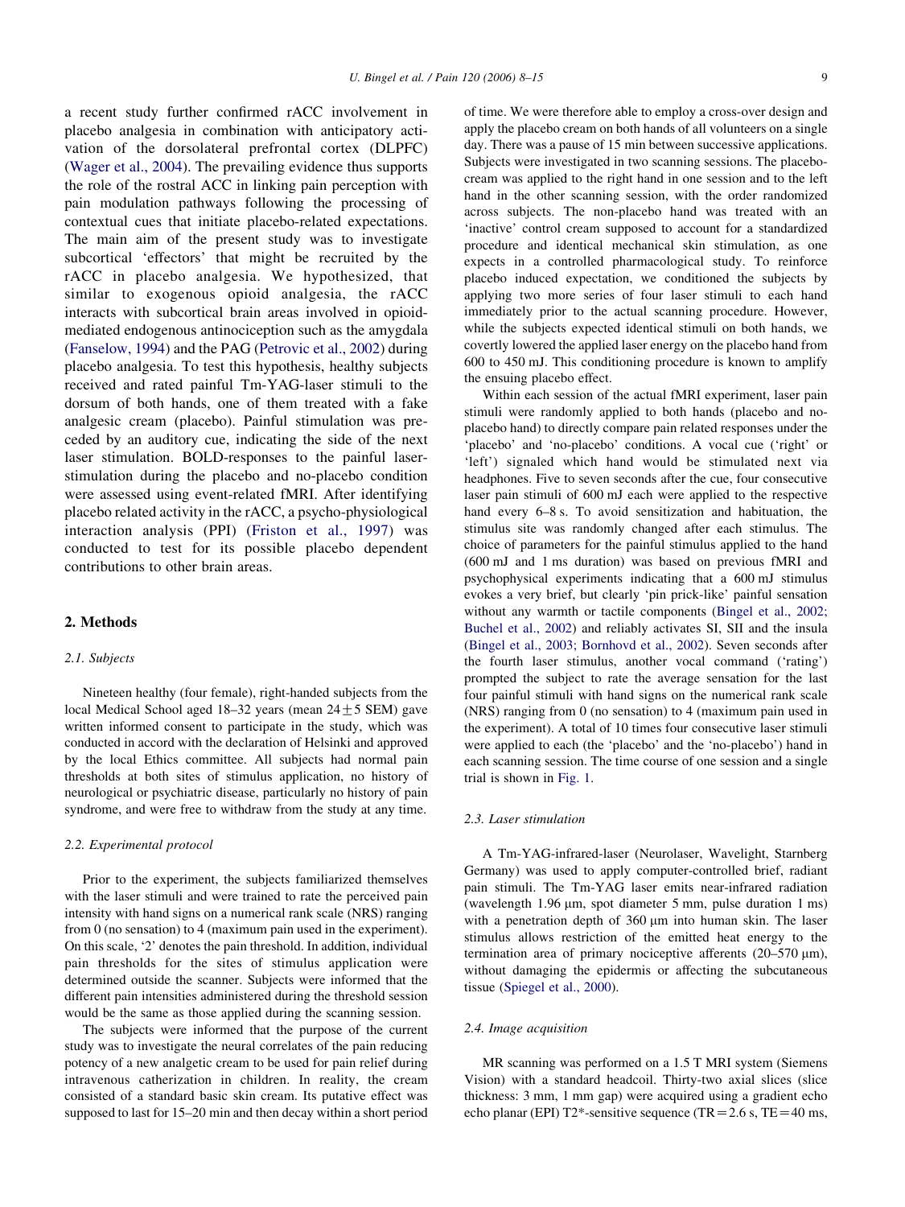a recent study further confirmed rACC involvement in placebo analgesia in combination with anticipatory activation of the dorsolateral prefrontal cortex (DLPFC) (Wager et al., 2004). The prevailing evidence thus supports the role of the rostral ACC in linking pain perception with pain modulation pathways following the processing of contextual cues that initiate placebo-related expectations. The main aim of the present study was to investigate subcortical 'effectors' that might be recruited by the rACC in placebo analgesia. We hypothesized, that similar to exogenous opioid analgesia, the rACC interacts with subcortical brain areas involved in opioid-mediated endogenous antinociception such as the amygdala (Fanselow, 1994) and the PAG (Petrovic et al., 2002) during placebo analgesia. To test this hypothesis, healthy subjects received and rated painful Tm-YAG-laser stimuli to the dorsum of both hands, one of them treated with a fake analgesic cream (placebo). Painful stimulation was preceded by an auditory cue, indicating the side of the next laser stimulation. BOLD-responses to the painful laser-stimulation during the placebo and no-placebo condition were assessed using event-related fMRI. After identifying placebo related activity in the rACC, a psycho-physiological interaction analysis (PPI) (Friston et al., 1997) was conducted to test for its possible placebo dependent contributions to other brain areas.

## 2. Methods

### 2.1. Subjects

Nineteen healthy (four female), right-handed subjects from the local Medical School aged 18–32 years (mean 24 ± 5 SEM) gave written informed consent to participate in the study, which was conducted in accord with the declaration of Helsinki and approved by the local Ethics committee. All subjects had normal pain thresholds at both sites of stimulus application, no history of neurological or psychiatric disease, particularly no history of pain syndrome, and were free to withdraw from the study at any time.

### 2.2. Experimental protocol

Prior to the experiment, the subjects familiarized themselves with the laser stimuli and were trained to rate the perceived pain intensity with hand signs on a numerical rank scale (NRS) ranging from 0 (no sensation) to 4 (maximum pain used in the experiment). On this scale, '2' denotes the pain threshold. In addition, individual pain thresholds for the sites of stimulus application were determined outside the scanner. Subjects were informed that the different pain intensities administered during the threshold session would be the same as those applied during the scanning session.

The subjects were informed that the purpose of the current study was to investigate the neural correlates of the pain reducing potency of a new analgetic cream to be used for pain relief during intravenous catherization in children. In reality, the cream consisted of a standard basic skin cream. Its putative effect was supposed to last for 15–20 min and then decay within a short period of time. We were therefore able to employ a cross-over design and apply the placebo cream on both hands of all volunteers on a single day. There was a pause of 15 min between successive applications. Subjects were investigated in two scanning sessions. The placebo-cream was applied to the right hand in one session and to the left hand in the other scanning session, with the order randomized across subjects. The non-placebo hand was treated with an 'inactive' control cream supposed to account for a standardized procedure and identical mechanical skin stimulation, as one expects in a controlled pharmacological study. To reinforce placebo induced expectation, we conditioned the subjects by applying two more series of four laser stimuli to each hand immediately prior to the actual scanning procedure. However, while the subjects expected identical stimuli on both hands, we covertly lowered the applied laser energy on the placebo hand from 600 to 450 mJ. This conditioning procedure is known to amplify the ensuing placebo effect.

Within each session of the actual fMRI experiment, laser pain stimuli were randomly applied to both hands (placebo and no-placebo hand) to directly compare pain related responses under the 'placebo' and 'no-placebo' conditions. A vocal cue ('right' or 'left') signaled which hand would be stimulated next via headphones. Five to seven seconds after the cue, four consecutive laser pain stimuli of 600 mJ each were applied to the respective hand every 6–8 s. To avoid sensitization and habituation, the stimulus site was randomly changed after each stimulus. The choice of parameters for the painful stimulus applied to the hand (600 mJ and 1 ms duration) was based on previous fMRI and psychophysical experiments indicating that a 600 mJ stimulus evokes a very brief, but clearly 'pin prick-like' painful sensation without any warmth or tactile components (Bingel et al., 2002; Buchel et al., 2002) and reliably activates SI, SII and the insula (Bingel et al., 2003; Bornhovd et al., 2002). Seven seconds after the fourth laser stimulus, another vocal command ('rating') prompted the subject to rate the average sensation for the last four painful stimuli with hand signs on the numerical rank scale (NRS) ranging from 0 (no sensation) to 4 (maximum pain used in the experiment). A total of 10 times four consecutive laser stimuli were applied to each (the 'placebo' and the 'no-placebo') hand in each scanning session. The time course of one session and a single trial is shown in Fig. 1.

### 2.3. Laser stimulation

A Tm-YAG-infrared-laser (Neurolaser, Wavelight, Starnberg Germany) was used to apply computer-controlled brief, radiant pain stimuli. The Tm-YAG laser emits near-infrared radiation (wavelength 1.96 μm, spot diameter 5 mm, pulse duration 1 ms) with a penetration depth of 360 μm into human skin. The laser stimulus allows restriction of the emitted heat energy to the termination area of primary nociceptive afferents (20–570 μm), without damaging the epidermis or affecting the subcutaneous tissue (Spiegel et al., 2000).

### 2.4. Image acquisition

MR scanning was performed on a 1.5 T MRI system (Siemens Vision) with a standard headcoil. Thirty-two axial slices (slice thickness: 3 mm, 1 mm gap) were acquired using a gradient echo echo planar (EPI) T2*-sensitive sequence (TR = 2.6 s, TE = 40 ms,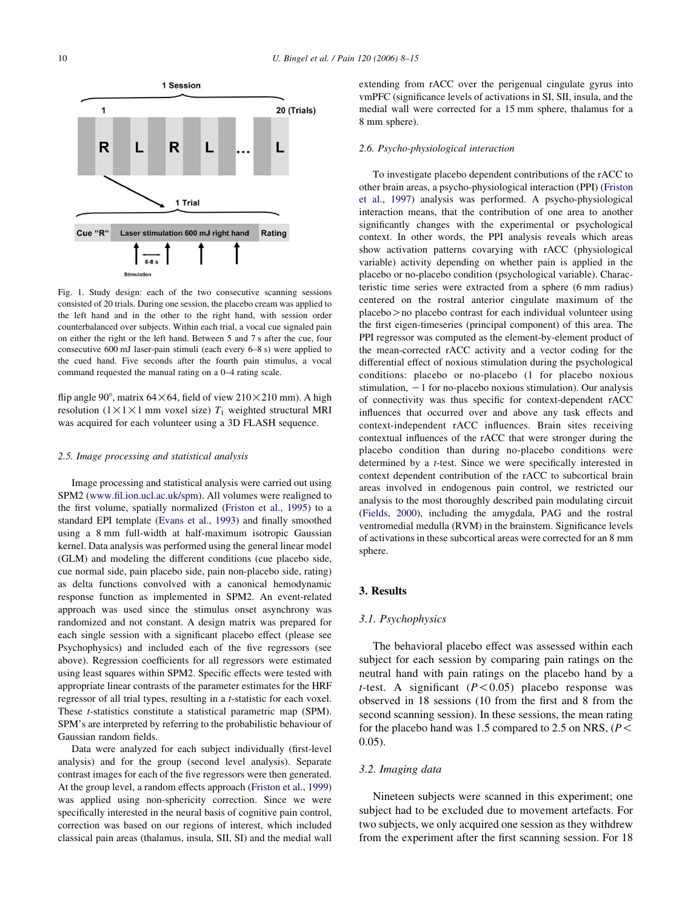Fig. 1. Study design: each of the two consecutive scanning sessions consisted of 20 trials. During one session, the placebo cream was applied to the left hand and in the other to the right hand, with session order counterbalanced over subjects. Within each trial, a vocal cue signaled pain on either the right or the left hand. Between 5 and 7 s after the cue, four consecutive 600 mJ laser-pain stimuli (each every 6–8 s) were applied to the cued hand. Five seconds after the fourth pain stimulus, a vocal command requested the manual rating on a 0–4 rating scale.

flip angle 90°, matrix 64×64, field of view 210×210 mm). A high resolution (1×1×1 mm voxel size) $T_1$ weighted structural MRI was acquired for each volunteer using a 3D FLASH sequence.

### 2.5. Image processing and statistical analysis

Image processing and statistical analysis were carried out using SPM2 (www.fil.ion.ucl.ac.uk/spm). All volumes were realigned to the first volume, spatially normalized (Friston et al., 1995) to a standard EPI template (Evans et al., 1993) and finally smoothed using a 8 mm full-width at half-maximum isotropic Gaussian kernel. Data analysis was performed using the general linear model (GLM) and modeling the different conditions (cue placebo side, cue normal side, pain placebo side, pain non-placebo side, rating) as delta functions convolved with a canonical hemodynamic response function as implemented in SPM2. An event-related approach was used since the stimulus onset asynchrony was randomized and not constant. A design matrix was prepared for each single session with a significant placebo effect (please see Psychophysics) and included each of the five regressors (see above). Regression coefficients for all regressors were estimated using least squares within SPM2. Specific effects were tested with appropriate linear contrasts of the parameter estimates for the HRF regressor of all trial types, resulting in a $t$-statistic for each voxel. These $t$-statistics constitute a statistical parametric map (SPM). SPM's are interpreted by referring to the probabilistic behaviour of Gaussian random fields.

Data were analyzed for each subject individually (first-level analysis) and for the group (second level analysis). Separate contrast images for each of the five regressors were then generated. At the group level, a random effects approach (Friston et al., 1999) was applied using non-sphericity correction. Since we were specifically interested in the neural basis of cognitive pain control, correction was based on our regions of interest, which included classical pain areas (thalamus, insula, SII, SI) and the medial wall extending from rACC over the perigenual cingulate gyrus into vmPFC (significance levels of activations in SI, SII, insula, and the medial wall were corrected for a 15 mm sphere, thalamus for a 8 mm sphere).

### 2.6. Psycho-physiological interaction

To investigate placebo dependent contributions of the rACC to other brain areas, a psycho-physiological interaction (PPI) (Friston et al., 1997) analysis was performed. A psycho-physiological interaction means, that the contribution of one area to another significantly changes with the experimental or psychological context. In other words, the PPI analysis reveals which areas show activation patterns covarying with rACC (physiological variable) activity depending on whether pain is applied in the placebo or no-placebo condition (psychological variable). Characteristic time series were extracted from a sphere (6 mm radius) centered on the rostral anterior cingulate maximum of the placebo > no placebo contrast for each individual volunteer using the first eigen-timeseries (principal component) of this area. The PPI regressor was computed as the element-by-element product of the mean-corrected rACC activity and a vector coding for the differential effect of noxious stimulation during the psychological conditions: placebo or no-placebo (1 for placebo noxious stimulation, −1 for no-placebo noxious stimulation). Our analysis of connectivity was thus specific for context-dependent rACC influences that occurred over and above any task effects and context-independent rACC influences. Brain sites receiving contextual influences of the rACC that were stronger during the placebo condition than during no-placebo conditions were determined by a $t$-test. Since we were specifically interested in context dependent contribution of the rACC to subcortical brain areas involved in endogenous pain control, we restricted our analysis to the most thoroughly described pain modulating circuit (Fields, 2000), including the amygdala, PAG and the rostral ventromedial medulla (RVM) in the brainstem. Significance levels of activations in these subcortical areas were corrected for an 8 mm sphere.

## 3. Results

### 3.1. Psychophysics

The behavioral placebo effect was assessed within each subject for each session by comparing pain ratings on the neutral hand with pain ratings on the placebo hand by a $t$-test. A significant ($P < 0.05$) placebo response was observed in 18 sessions (10 from the first and 8 from the second scanning session). In these sessions, the mean rating for the placebo hand was 1.5 compared to 2.5 on NRS, ($P < 0.05$).

### 3.2. Imaging data

Nineteen subjects were scanned in this experiment; one subject had to be excluded due to movement artefacts. For two subjects, we only acquired one session as they withdrew from the experiment after the first scanning session. For 18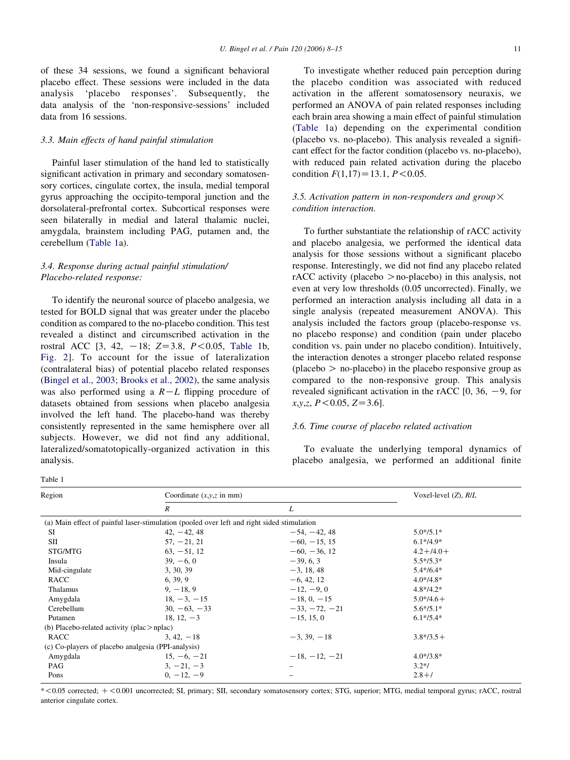of these 34 sessions, we found a significant behavioral placebo effect. These sessions were included in the data analysis 'placebo responses'. Subsequently, the data analysis of the 'non-responsive-sessions' included data from 16 sessions.

### 3.3. Main effects of hand painful stimulation

Painful laser stimulation of the hand led to statistically significant activation in primary and secondary somatosensory cortices, cingulate cortex, the insula, medial temporal gyrus approaching the occipito-temporal junction and the dorsolateral-prefrontal cortex. Subcortical responses were seen bilaterally in medial and lateral thalamic nuclei, amygdala, brainstem including PAG, putamen and, the cerebellum (Table 1a).

### 3.4. Response during actual painful stimulation/ Placebo-related response:

To identify the neuronal source of placebo analgesia, we tested for BOLD signal that was greater under the placebo condition as compared to the no-placebo condition. This test revealed a distinct and circumscribed activation in the rostral ACC [3, 42, −18; $Z=3.8$, $P<0.05$, Table 1b, Fig. 2]. To account for the issue of lateralization (contralateral bias) of potential placebo related responses (Bingel et al., 2003; Brooks et al., 2002), the same analysis was also performed using a $R-L$ flipping procedure of datasets obtained from sessions when placebo analgesia involved the left hand. The placebo-hand was thereby consistently represented in the same hemisphere over all subjects. However, we did not find any additional, lateralized/somatotopically-organized activation in this analysis.

To investigate whether reduced pain perception during the placebo condition was associated with reduced activation in the afferent somatosensory neuraxis, we performed an ANOVA of pain related responses including each brain area showing a main effect of painful stimulation (Table 1a) depending on the experimental condition (placebo vs. no-placebo). This analysis revealed a significant effect for the factor condition (placebo vs. no-placebo), with reduced pain related activation during the placebo condition $F(1,17)=13.1$, $P<0.05$.

### 3.5. Activation pattern in non-responders and group× condition interaction.

To further substantiate the relationship of rACC activity and placebo analgesia, we performed the identical data analysis for those sessions without a significant placebo response. Interestingly, we did not find any placebo related rACC activity (placebo >no-placebo) in this analysis, not even at very low thresholds (0.05 uncorrected). Finally, we performed an interaction analysis including all data in a single analysis (repeated measurement ANOVA). This analysis included the factors group (placebo-response vs. no placebo response) and condition (pain under placebo condition vs. pain under no placebo condition). Intuitively, the interaction denotes a stronger placebo related response (placebo > no-placebo) in the placebo responsive group as compared to the non-responsive group. This analysis revealed significant activation in the rACC [0, 36, −9, for $x,y,z$, $P<0.05$, $Z=3.6$].

### 3.6. Time course of placebo related activation

To evaluate the underlying temporal dynamics of placebo analgesia, we performed an additional finite

Table 1

| Region | Coordinate ($x,y,z$ in mm) | | Voxel-level ($Z$), $R/L$ |
|---|---|---|---|
| | R | L | |
| (a) Main effect of painful laser-stimulation (pooled over left and right sided stimulation | | | |
| SI | 42, −42, 48 | −54, −42, 48 | 5.0*/5.1* |
| SII | 57, −21, 21 | −60, −15, 15 | 6.1*/4.9* |
| STG/MTG | 63, −51, 12 | −60, −36, 12 | 4.2+/4.0+ |
| Insula | 39, −6, 0 | −39, 6, 3 | 5.5*/5.3* |
| Mid-cingulate | 3, 30, 39 | −3, 18, 48 | 5.4*/6.4* |
| RACC | 6, 39, 9 | −6, 42, 12 | 4.0*/4.8* |
| Thalamus | 9, −18, 9 | −12, −9, 0 | 4.8*/4.2* |
| Amygdala | 18, −3, −15 | −18, 0, −15 | 5.0*/4.6+ |
| Cerebellum | 30, −63, −33 | −33, −72, −21 | 5.6*/5.1* |
| Putamen | 18, 12, −3 | −15, 15, 0 | 6.1*/5.4* |
| (b) Placebo-related activity (plac>nplac) | | | |
| RACC | 3, 42, −18 | −3, 39, −18 | 3.8*/3.5+ |
| (c) Co-players of placebo analgesia (PPI-analysis) | | | |
| Amygdala | 15, −6, −21 | −18, −12, −21 | 4.0*/3.8* |
| PAG | 3, −21, −3 | – | 3.2*/ |
| Pons | 0, −12, −9 | – | 2.8+/ |

*<0.05 corrected; +<0.001 uncorrected; SI, primary; SII, secondary somatosensory cortex; STG, superior; MTG, medial temporal gyrus; rACC, rostral anterior cingulate cortex.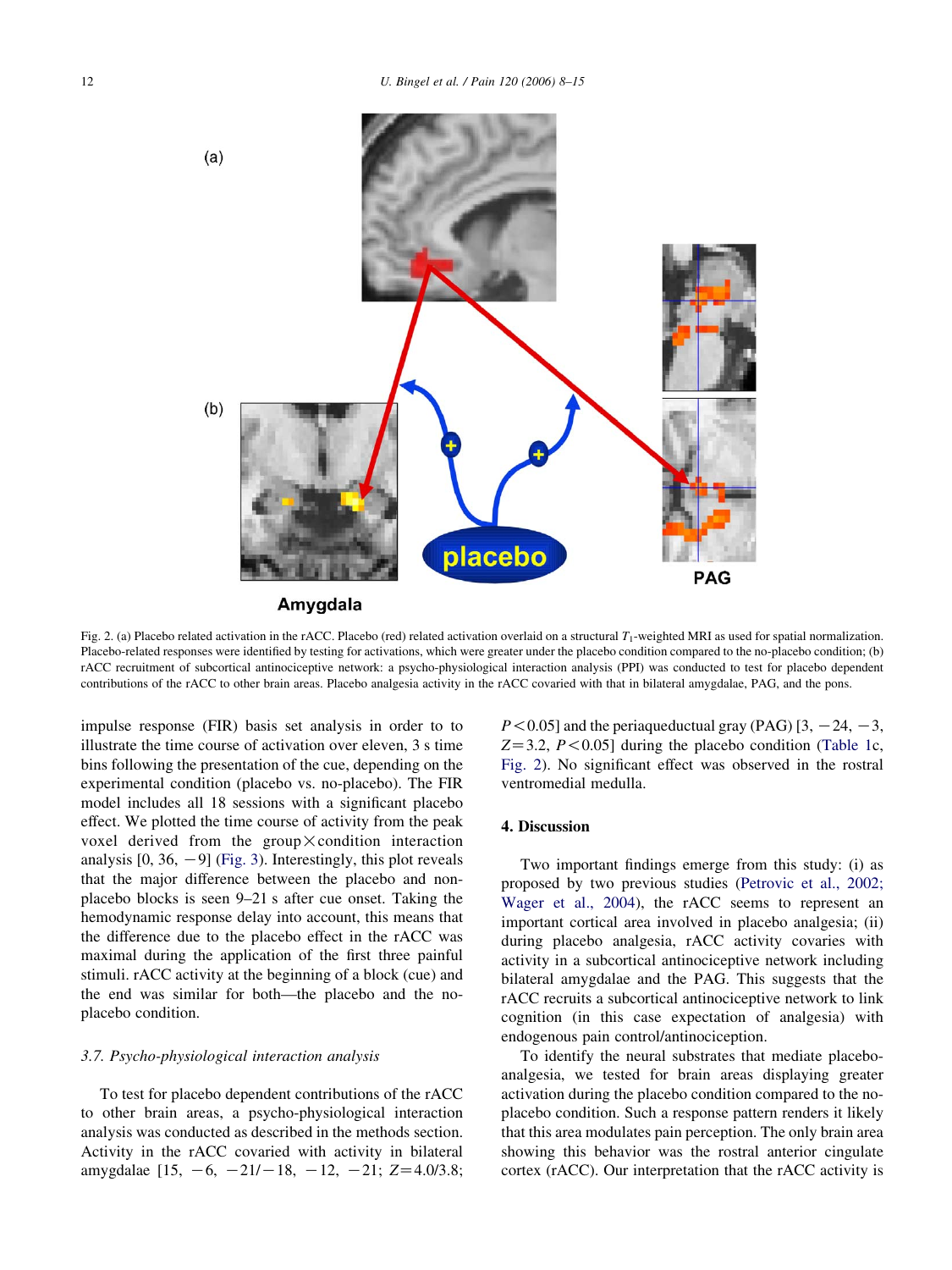Fig. 2. (a) Placebo related activation in the rACC. Placebo (red) related activation overlaid on a structural $T_1$-weighted MRI as used for spatial normalization. Placebo-related responses were identified by testing for activations, which were greater under the placebo condition compared to the no-placebo condition; (b) rACC recruitment of subcortical antinociceptive network: a psycho-physiological interaction analysis (PPI) was conducted to test for placebo dependent contributions of the rACC to other brain areas. Placebo analgesia activity in the rACC covaried with that in bilateral amygdalae, PAG, and the pons.

impulse response (FIR) basis set analysis in order to to illustrate the time course of activation over eleven, 3 s time bins following the presentation of the cue, depending on the experimental condition (placebo vs. no-placebo). The FIR model includes all 18 sessions with a significant placebo effect. We plotted the time course of activity from the peak voxel derived from the group×condition interaction analysis [0, 36, −9] (Fig. 3). Interestingly, this plot reveals that the major difference between the placebo and non-placebo blocks is seen 9–21 s after cue onset. Taking the hemodynamic response delay into account, this means that the difference due to the placebo effect in the rACC was maximal during the application of the first three painful stimuli. rACC activity at the beginning of a block (cue) and the end was similar for both—the placebo and the no-placebo condition.

### 3.7. Psycho-physiological interaction analysis

To test for placebo dependent contributions of the rACC to other brain areas, a psycho-physiological interaction analysis was conducted as described in the methods section. Activity in the rACC covaried with activity in bilateral amygdalae [15, −6, −21/−18, −12, −21; $Z = 4.0/3.8$; $P < 0.05$] and the periaqueductual gray (PAG) [3, −24, −3, $Z = 3.2$, $P < 0.05$] during the placebo condition (Table 1c, Fig. 2). No significant effect was observed in the rostral ventromedial medulla.

## 4. Discussion

Two important findings emerge from this study: (i) as proposed by two previous studies (Petrovic et al., 2002; Wager et al., 2004), the rACC seems to represent an important cortical area involved in placebo analgesia; (ii) during placebo analgesia, rACC activity covaries with activity in a subcortical antinociceptive network including bilateral amygdalae and the PAG. This suggests that the rACC recruits a subcortical antinociceptive network to link cognition (in this case expectation of analgesia) with endogenous pain control/antinociception.

To identify the neural substrates that mediate placebo-analgesia, we tested for brain areas displaying greater activation during the placebo condition compared to the no-placebo condition. Such a response pattern renders it likely that this area modulates pain perception. The only brain area showing this behavior was the rostral anterior cingulate cortex (rACC). Our interpretation that the rACC activity is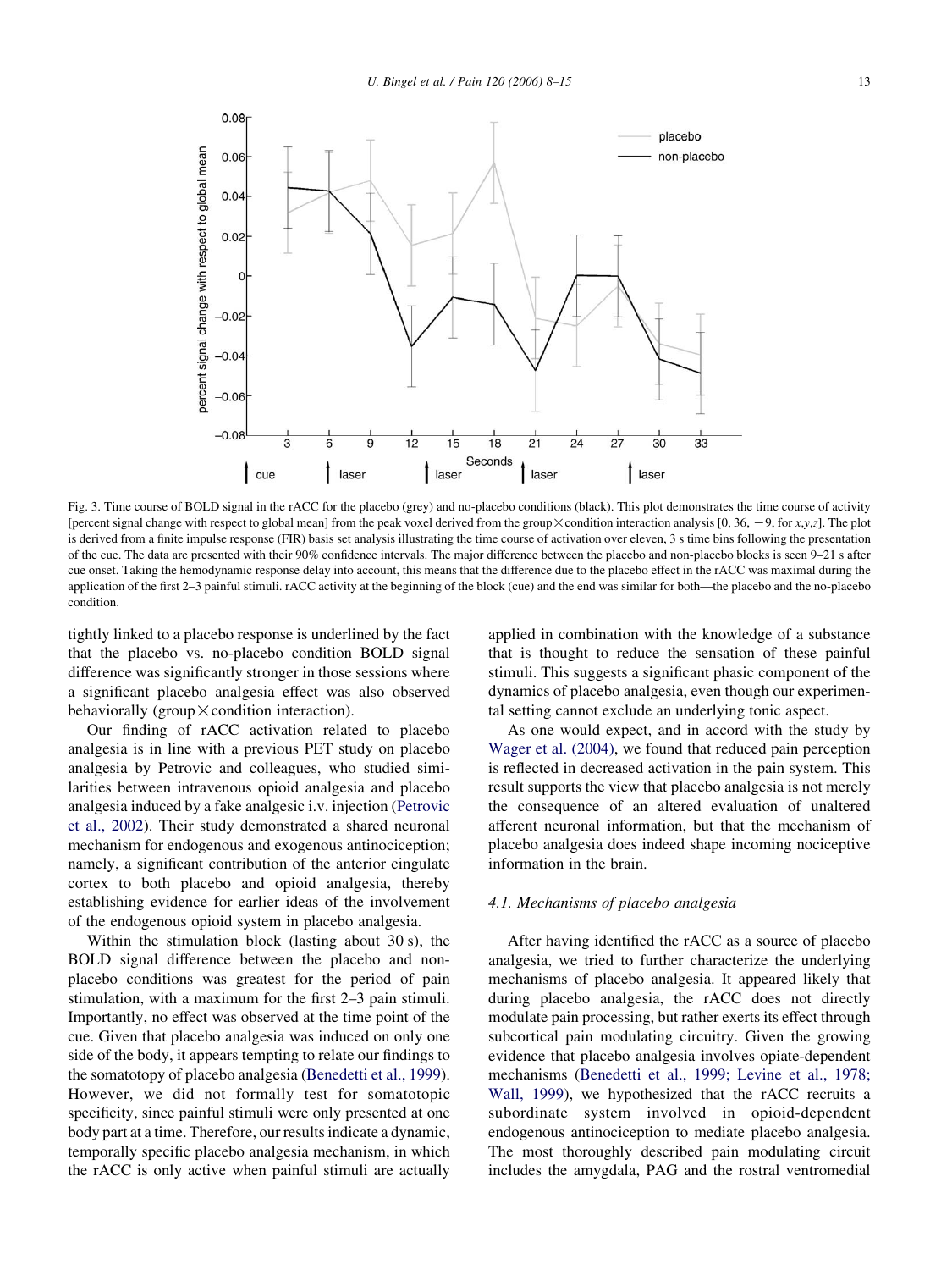Fig. 3. Time course of BOLD signal in the rACC for the placebo (grey) and no-placebo conditions (black). This plot demonstrates the time course of activity [percent signal change with respect to global mean] from the peak voxel derived from the group × condition interaction analysis [0, 36, −9, for x,y,z]. The plot is derived from a finite impulse response (FIR) basis set analysis illustrating the time course of activation over eleven, 3 s time bins following the presentation of the cue. The data are presented with their 90% confidence intervals. The major difference between the placebo and non-placebo blocks is seen 9–21 s after cue onset. Taking the hemodynamic response delay into account, this means that the difference due to the placebo effect in the rACC was maximal during the application of the first 2–3 painful stimuli. rACC activity at the beginning of the block (cue) and the end was similar for both—the placebo and the no-placebo condition.

tightly linked to a placebo response is underlined by the fact that the placebo vs. no-placebo condition BOLD signal difference was significantly stronger in those sessions where a significant placebo analgesia effect was also observed behaviorally (group × condition interaction).

Our finding of rACC activation related to placebo analgesia is in line with a previous PET study on placebo analgesia by Petrovic and colleagues, who studied similarities between intravenous opioid analgesia and placebo analgesia induced by a fake analgesic i.v. injection (Petrovic et al., 2002). Their study demonstrated a shared neuronal mechanism for endogenous and exogenous antinociception; namely, a significant contribution of the anterior cingulate cortex to both placebo and opioid analgesia, thereby establishing evidence for earlier ideas of the involvement of the endogenous opioid system in placebo analgesia.

Within the stimulation block (lasting about 30 s), the BOLD signal difference between the placebo and non-placebo conditions was greatest for the period of pain stimulation, with a maximum for the first 2–3 pain stimuli. Importantly, no effect was observed at the time point of the cue. Given that placebo analgesia was induced on only one side of the body, it appears tempting to relate our findings to the somatotopy of placebo analgesia (Benedetti et al., 1999). However, we did not formally test for somatotopic specificity, since painful stimuli were only presented at one body part at a time. Therefore, our results indicate a dynamic, temporally specific placebo analgesia mechanism, in which the rACC is only active when painful stimuli are actually applied in combination with the knowledge of a substance that is thought to reduce the sensation of these painful stimuli. This suggests a significant phasic component of the dynamics of placebo analgesia, even though our experimental setting cannot exclude an underlying tonic aspect.

As one would expect, and in accord with the study by Wager et al. (2004), we found that reduced pain perception is reflected in decreased activation in the pain system. This result supports the view that placebo analgesia is not merely the consequence of an altered evaluation of unaltered afferent neuronal information, but that the mechanism of placebo analgesia does indeed shape incoming nociceptive information in the brain.

### 4.1. Mechanisms of placebo analgesia

After having identified the rACC as a source of placebo analgesia, we tried to further characterize the underlying mechanisms of placebo analgesia. It appeared likely that during placebo analgesia, the rACC does not directly modulate pain processing, but rather exerts its effect through subcortical pain modulating circuitry. Given the growing evidence that placebo analgesia involves opiate-dependent mechanisms (Benedetti et al., 1999; Levine et al., 1978; Wall, 1999), we hypothesized that the rACC recruits a subordinate system involved in opioid-dependent endogenous antinociception to mediate placebo analgesia. The most thoroughly described pain modulating circuit includes the amygdala, PAG and the rostral ventromedial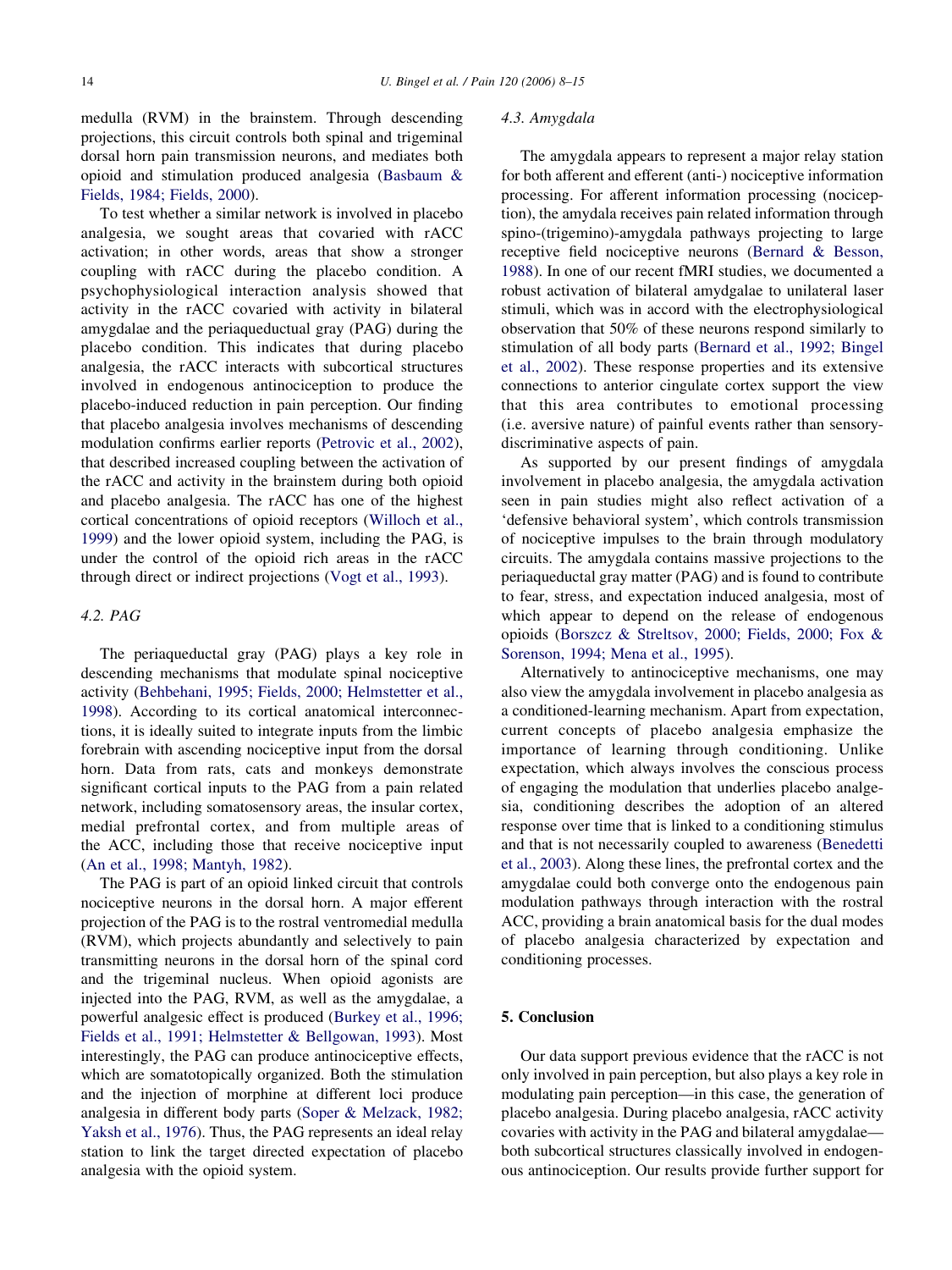medulla (RVM) in the brainstem. Through descending projections, this circuit controls both spinal and trigeminal dorsal horn pain transmission neurons, and mediates both opioid and stimulation produced analgesia (Basbaum & Fields, 1984; Fields, 2000).

To test whether a similar network is involved in placebo analgesia, we sought areas that covaried with rACC activation; in other words, areas that show a stronger coupling with rACC during the placebo condition. A psychophysiological interaction analysis showed that activity in the rACC covaried with activity in bilateral amygdalae and the periaqueductal gray (PAG) during the placebo condition. This indicates that during placebo analgesia, the rACC interacts with subcortical structures involved in endogenous antinociception to produce the placebo-induced reduction in pain perception. Our finding that placebo analgesia involves mechanisms of descending modulation confirms earlier reports (Petrovic et al., 2002), that described increased coupling between the activation of the rACC and activity in the brainstem during both opioid and placebo analgesia. The rACC has one of the highest cortical concentrations of opioid receptors (Willoch et al., 1999) and the lower opioid system, including the PAG, is under the control of the opioid rich areas in the rACC through direct or indirect projections (Vogt et al., 1993).

### 4.2. PAG

The periaqueductal gray (PAG) plays a key role in descending mechanisms that modulate spinal nociceptive activity (Behbehani, 1995; Fields, 2000; Helmstetter et al., 1998). According to its cortical anatomical interconnections, it is ideally suited to integrate inputs from the limbic forebrain with ascending nociceptive input from the dorsal horn. Data from rats, cats and monkeys demonstrate significant cortical inputs to the PAG from a pain related network, including somatosensory areas, the insular cortex, medial prefrontal cortex, and from multiple areas of the ACC, including those that receive nociceptive input (An et al., 1998; Mantyh, 1982).

The PAG is part of an opioid linked circuit that controls nociceptive neurons in the dorsal horn. A major efferent projection of the PAG is to the rostral ventromedial medulla (RVM), which projects abundantly and selectively to pain transmitting neurons in the dorsal horn of the spinal cord and the trigeminal nucleus. When opioid agonists are injected into the PAG, RVM, as well as the amygdalae, a powerful analgesic effect is produced (Burkey et al., 1996; Fields et al., 1991; Helmstetter & Bellgowan, 1993). Most interestingly, the PAG can produce antinociceptive effects, which are somatotopically organized. Both the stimulation and the injection of morphine at different loci produce analgesia in different body parts (Soper & Melzack, 1982; Yaksh et al., 1976). Thus, the PAG represents an ideal relay station to link the target directed expectation of placebo analgesia with the opioid system.

### 4.3. Amygdala

The amygdala appears to represent a major relay station for both afferent and efferent (anti-) nociceptive information processing. For afferent information processing (nociception), the amydala receives pain related information through spino-(trigemino)-amygdala pathways projecting to large receptive field nociceptive neurons (Bernard & Besson, 1988). In one of our recent fMRI studies, we documented a robust activation of bilateral amydgalae to unilateral laser stimuli, which was in accord with the electrophysiological observation that 50% of these neurons respond similarly to stimulation of all body parts (Bernard et al., 1992; Bingel et al., 2002). These response properties and its extensive connections to anterior cingulate cortex support the view that this area contributes to emotional processing (i.e. aversive nature) of painful events rather than sensory-discriminative aspects of pain.

As supported by our present findings of amygdala involvement in placebo analgesia, the amygdala activation seen in pain studies might also reflect activation of a 'defensive behavioral system', which controls transmission of nociceptive impulses to the brain through modulatory circuits. The amygdala contains massive projections to the periaqueductal gray matter (PAG) and is found to contribute to fear, stress, and expectation induced analgesia, most of which appear to depend on the release of endogenous opioids (Borszcz & Streltsov, 2000; Fields, 2000; Fox & Sorenson, 1994; Mena et al., 1995).

Alternatively to antinociceptive mechanisms, one may also view the amygdala involvement in placebo analgesia as a conditioned-learning mechanism. Apart from expectation, current concepts of placebo analgesia emphasize the importance of learning through conditioning. Unlike expectation, which always involves the conscious process of engaging the modulation that underlies placebo analgesia, conditioning describes the adoption of an altered response over time that is linked to a conditioning stimulus and that is not necessarily coupled to awareness (Benedetti et al., 2003). Along these lines, the prefrontal cortex and the amygdalae could both converge onto the endogenous pain modulation pathways through interaction with the rostral ACC, providing a brain anatomical basis for the dual modes of placebo analgesia characterized by expectation and conditioning processes.

## 5. Conclusion

Our data support previous evidence that the rACC is not only involved in pain perception, but also plays a key role in modulating pain perception—in this case, the generation of placebo analgesia. During placebo analgesia, rACC activity covaries with activity in the PAG and bilateral amygdalae—both subcortical structures classically involved in endogenous antinociception. Our results provide further support for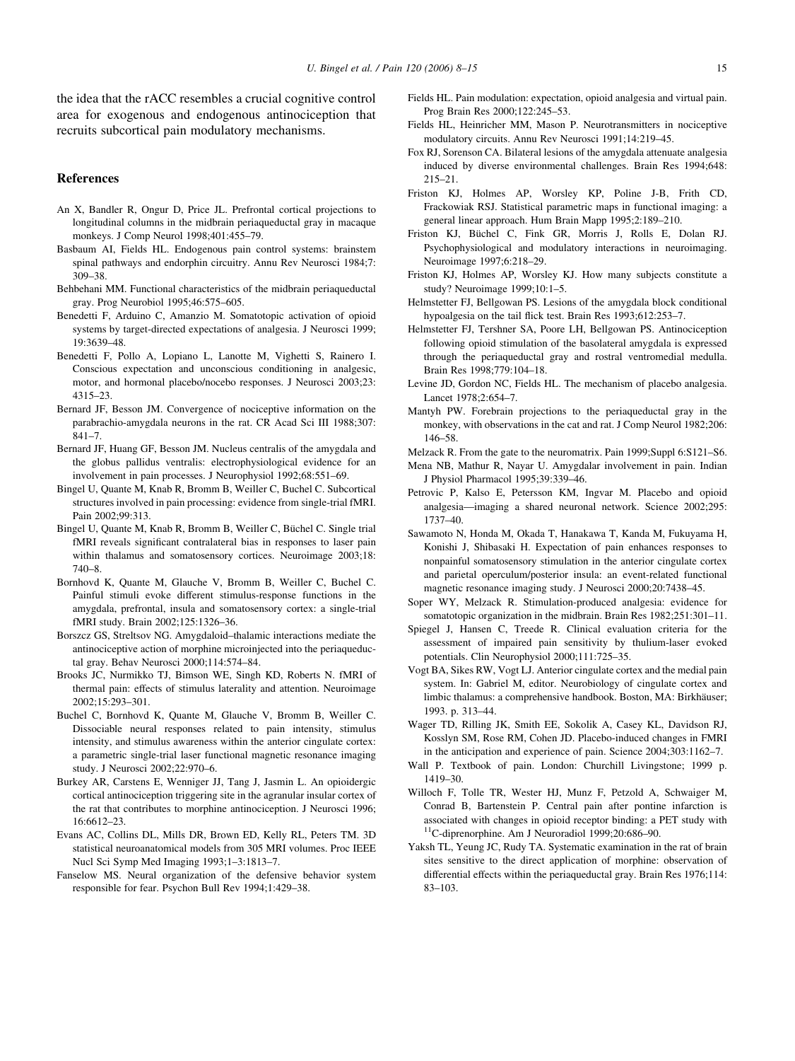the idea that the rACC resembles a crucial cognitive control area for exogenous and endogenous antinociception that recruits subcortical pain modulatory mechanisms.

## References

An X, Bandler R, Ongur D, Price JL. Prefrontal cortical projections to longitudinal columns in the midbrain periaqueductal gray in macaque monkeys. J Comp Neurol 1998;401:455–79.

Basbaum AI, Fields HL. Endogenous pain control systems: brainstem spinal pathways and endorphin circuitry. Annu Rev Neurosci 1984;7: 309–38.

Behbehani MM. Functional characteristics of the midbrain periaqueductal gray. Prog Neurobiol 1995;46:575–605.

Benedetti F, Arduino C, Amanzio M. Somatotopic activation of opioid systems by target-directed expectations of analgesia. J Neurosci 1999; 19:3639–48.

Benedetti F, Pollo A, Lopiano L, Lanotte M, Vighetti S, Rainero I. Conscious expectation and unconscious conditioning in analgesic, motor, and hormonal placebo/nocebo responses. J Neurosci 2003;23: 4315–23.

Bernard JF, Besson JM. Convergence of nociceptive information on the parabrachio-amygdala neurons in the rat. CR Acad Sci III 1988;307: 841–7.

Bernard JF, Huang GF, Besson JM. Nucleus centralis of the amygdala and the globus pallidus ventralis: electrophysiological evidence for an involvement in pain processes. J Neurophysiol 1992;68:551–69.

Bingel U, Quante M, Knab R, Bromm B, Weiller C, Buchel C. Subcortical structures involved in pain processing: evidence from single-trial fMRI. Pain 2002;99:313.

Bingel U, Quante M, Knab R, Bromm B, Weiller C, Büchel C. Single trial fMRI reveals significant contralateral bias in responses to laser pain within thalamus and somatosensory cortices. Neuroimage 2003;18: 740–8.

Bornhovd K, Quante M, Glauche V, Bromm B, Weiller C, Buchel C. Painful stimuli evoke different stimulus-response functions in the amygdala, prefrontal, insula and somatosensory cortex: a single-trial fMRI study. Brain 2002;125:1326–36.

Borszcz GS, Streltsov NG. Amygdaloid–thalamic interactions mediate the antinociceptive action of morphine microinjected into the periaqueductal gray. Behav Neurosci 2000;114:574–84.

Brooks JC, Nurmikko TJ, Bimson WE, Singh KD, Roberts N. fMRI of thermal pain: effects of stimulus laterality and attention. Neuroimage 2002;15:293–301.

Buchel C, Bornhovd K, Quante M, Glauche V, Bromm B, Weiller C. Dissociable neural responses related to pain intensity, stimulus intensity, and stimulus awareness within the anterior cingulate cortex: a parametric single-trial laser functional magnetic resonance imaging study. J Neurosci 2002;22:970–6.

Burkey AR, Carstens E, Wenniger JJ, Tang J, Jasmin L. An opioidergic cortical antinociception triggering site in the agranular insular cortex of the rat that contributes to morphine antinociception. J Neurosci 1996; 16:6612–23.

Evans AC, Collins DL, Mills DR, Brown ED, Kelly RL, Peters TM. 3D statistical neuroanatomical models from 305 MRI volumes. Proc IEEE Nucl Sci Symp Med Imaging 1993;1–3:1813–7.

Fanselow MS. Neural organization of the defensive behavior system responsible for fear. Psychon Bull Rev 1994;1:429–38.

Fields HL. Pain modulation: expectation, opioid analgesia and virtual pain. Prog Brain Res 2000;122:245–53.

Fields HL, Heinricher MM, Mason P. Neurotransmitters in nociceptive modulatory circuits. Annu Rev Neurosci 1991;14:219–45.

Fox RJ, Sorenson CA. Bilateral lesions of the amygdala attenuate analgesia induced by diverse environmental challenges. Brain Res 1994;648: 215–21.

Friston KJ, Holmes AP, Worsley KP, Poline J-B, Frith CD, Frackowiak RSJ. Statistical parametric maps in functional imaging: a general linear approach. Hum Brain Mapp 1995;2:189–210.

Friston KJ, Büchel C, Fink GR, Morris J, Rolls E, Dolan RJ. Psychophysiological and modulatory interactions in neuroimaging. Neuroimage 1997;6:218–29.

Friston KJ, Holmes AP, Worsley KJ. How many subjects constitute a study? Neuroimage 1999;10:1–5.

Helmstetter FJ, Bellgowan PS. Lesions of the amygdala block conditional hypoalgesia on the tail flick test. Brain Res 1993;612:253–7.

Helmstetter FJ, Tershner SA, Poore LH, Bellgowan PS. Antinociception following opioid stimulation of the basolateral amygdala is expressed through the periaqueductal gray and rostral ventromedial medulla. Brain Res 1998;779:104–18.

Levine JD, Gordon NC, Fields HL. The mechanism of placebo analgesia. Lancet 1978;2:654–7.

Mantyh PW. Forebrain projections to the periaqueductal gray in the monkey, with observations in the cat and rat. J Comp Neurol 1982;206: 146–58.

Melzack R. From the gate to the neuromatrix. Pain 1999;Suppl 6:S121–S6.

Mena NB, Mathur R, Nayar U. Amygdalar involvement in pain. Indian J Physiol Pharmacol 1995;39:339–46.

Petrovic P, Kalso E, Petersson KM, Ingvar M. Placebo and opioid analgesia—imaging a shared neuronal network. Science 2002;295: 1737–40.

Sawamoto N, Honda M, Okada T, Hanakawa T, Kanda M, Fukuyama H, Konishi J, Shibasaki H. Expectation of pain enhances responses to nonpainful somatosensory stimulation in the anterior cingulate cortex and parietal operculum/posterior insula: an event-related functional magnetic resonance imaging study. J Neurosci 2000;20:7438–45.

Soper WY, Melzack R. Stimulation-produced analgesia: evidence for somatotopic organization in the midbrain. Brain Res 1982;251:301–11.

Spiegel J, Hansen C, Treede R. Clinical evaluation criteria for the assessment of impaired pain sensitivity by thulium-laser evoked potentials. Clin Neurophysiol 2000;111:725–35.

Vogt BA, Sikes RW, Vogt LJ. Anterior cingulate cortex and the medial pain system. In: Gabriel M, editor. Neurobiology of cingulate cortex and limbic thalamus: a comprehensive handbook. Boston, MA: Birkhäuser; 1993. p. 313–44.

Wager TD, Rilling JK, Smith EE, Sokolik A, Casey KL, Davidson RJ, Kosslyn SM, Rose RM, Cohen JD. Placebo-induced changes in FMRI in the anticipation and experience of pain. Science 2004;303:1162–7.

Wall P. Textbook of pain. London: Churchill Livingstone; 1999 p. 1419–30.

Willoch F, Tolle TR, Wester HJ, Munz F, Petzold A, Schwaiger M, Conrad B, Bartenstein P. Central pain after pontine infarction is associated with changes in opioid receptor binding: a PET study with $^{11}$C-diprenorphine. Am J Neuroradiol 1999;20:686–90.

Yaksh TL, Yeung JC, Rudy TA. Systematic examination in the rat of brain sites sensitive to the direct application of morphine: observation of differential effects within the periaqueductal gray. Brain Res 1976;114: 83–103.